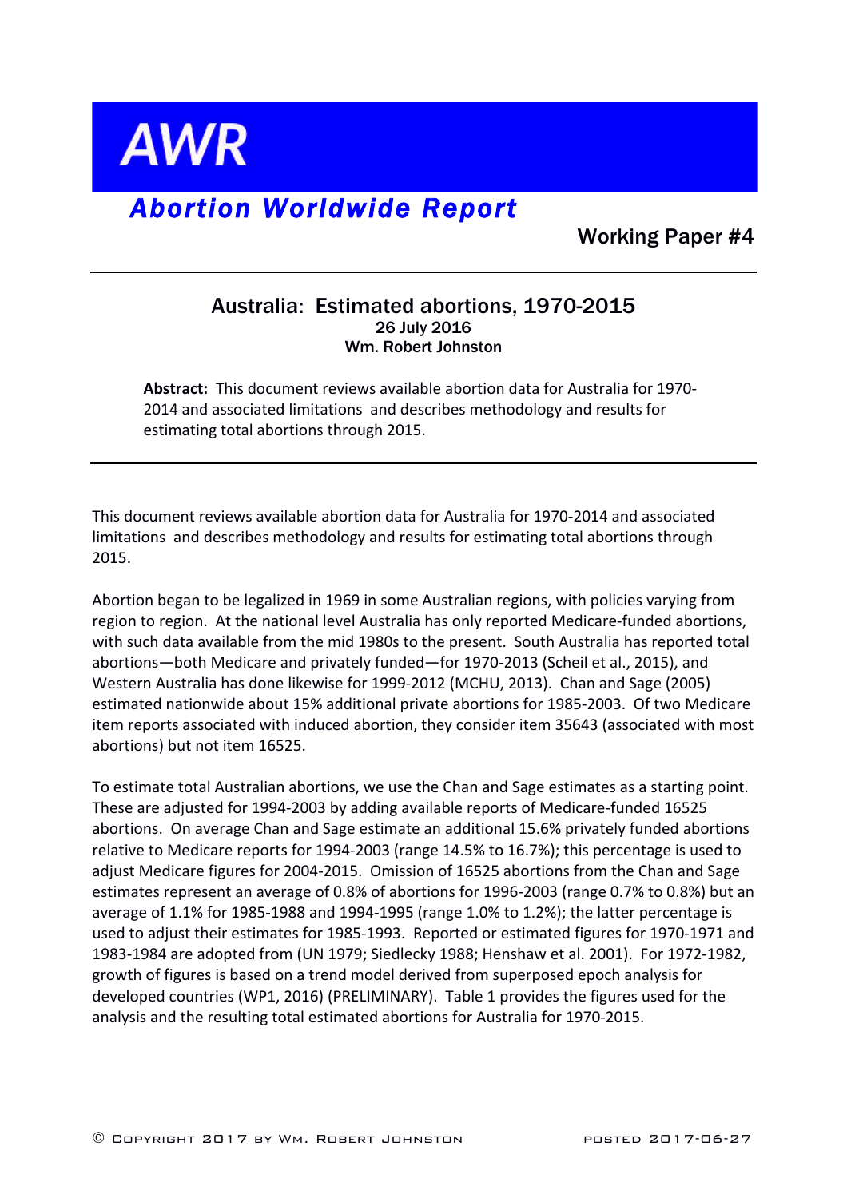# AWR

## *Abortion Worldwide Report*

Working Paper #4

---

## Australia: Estimated abortions, 1970-2015

26 July 2016

**Wm. Robert Johnston**

**Abstract:** This document reviews available abortion data for Australia for 1970-2014 and associated limitations and describes methodology and results for estimating total abortions through 2015.

---

This document reviews available abortion data for Australia for 1970-2014 and associated limitations and describes methodology and results for estimating total abortions through 2015.

Abortion began to be legalized in 1969 in some Australian regions, with policies varying from region to region. At the national level Australia has only reported Medicare-funded abortions, with such data available from the mid 1980s to the present. South Australia has reported total abortions—both Medicare and privately funded—for 1970-2013 (Scheil et al., 2015), and Western Australia has done likewise for 1999-2012 (MCHU, 2013). Chan and Sage (2005) estimated nationwide about 15% additional private abortions for 1985-2003. Of two Medicare item reports associated with induced abortion, they consider item 35643 (associated with most abortions) but not item 16525.

To estimate total Australian abortions, we use the Chan and Sage estimates as a starting point. These are adjusted for 1994-2003 by adding available reports of Medicare-funded 16525 abortions. On average Chan and Sage estimate an additional 15.6% privately funded abortions relative to Medicare reports for 1994-2003 (range 14.5% to 16.7%); this percentage is used to adjust Medicare figures for 2004-2015. Omission of 16525 abortions from the Chan and Sage estimates represent an average of 0.8% of abortions for 1996-2003 (range 0.7% to 0.8%) but an average of 1.1% for 1985-1988 and 1994-1995 (range 1.0% to 1.2%); the latter percentage is used to adjust their estimates for 1985-1993. Reported or estimated figures for 1970-1971 and 1983-1984 are adopted from (UN 1979; Siedlecky 1988; Henshaw et al. 2001). For 1972-1982, growth of figures is based on a trend model derived from superposed epoch analysis for developed countries (WP1, 2016) (PRELIMINARY). Table 1 provides the figures used for the analysis and the resulting total estimated abortions for Australia for 1970-2015.

© Copyright 2017 by Wm. Robert Johnston    posted 2017-06-27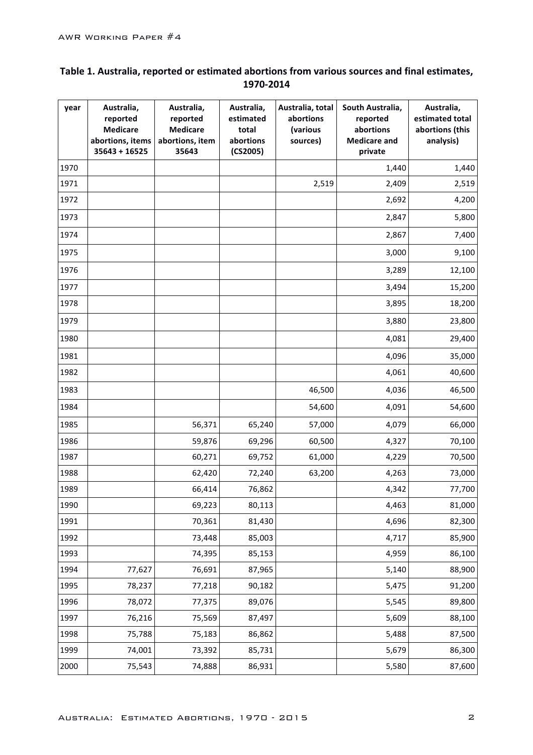**Table 1. Australia, reported or estimated abortions from various sources and final estimates, 1970-2014**

| year | Australia, reported Medicare abortions, items 35643 + 16525 | Australia, reported Medicare abortions, item 35643 | Australia, estimated total abortions (CS2005) | Australia, total abortions (various sources) | South Australia, reported abortions Medicare and private | Australia, estimated total abortions (this analysis) |
|---|---|---|---|---|---|---|
| 1970 | | | | | 1,440 | 1,440 |
| 1971 | | | | 2,519 | 2,409 | 2,519 |
| 1972 | | | | | 2,692 | 4,200 |
| 1973 | | | | | 2,847 | 5,800 |
| 1974 | | | | | 2,867 | 7,400 |
| 1975 | | | | | 3,000 | 9,100 |
| 1976 | | | | | 3,289 | 12,100 |
| 1977 | | | | | 3,494 | 15,200 |
| 1978 | | | | | 3,895 | 18,200 |
| 1979 | | | | | 3,880 | 23,800 |
| 1980 | | | | | 4,081 | 29,400 |
| 1981 | | | | | 4,096 | 35,000 |
| 1982 | | | | | 4,061 | 40,600 |
| 1983 | | | | 46,500 | 4,036 | 46,500 |
| 1984 | | | | 54,600 | 4,091 | 54,600 |
| 1985 | | 56,371 | 65,240 | 57,000 | 4,079 | 66,000 |
| 1986 | | 59,876 | 69,296 | 60,500 | 4,327 | 70,100 |
| 1987 | | 60,271 | 69,752 | 61,000 | 4,229 | 70,500 |
| 1988 | | 62,420 | 72,240 | 63,200 | 4,263 | 73,000 |
| 1989 | | 66,414 | 76,862 | | 4,342 | 77,700 |
| 1990 | | 69,223 | 80,113 | | 4,463 | 81,000 |
| 1991 | | 70,361 | 81,430 | | 4,696 | 82,300 |
| 1992 | | 73,448 | 85,003 | | 4,717 | 85,900 |
| 1993 | | 74,395 | 85,153 | | 4,959 | 86,100 |
| 1994 | 77,627 | 76,691 | 87,965 | | 5,140 | 88,900 |
| 1995 | 78,237 | 77,218 | 90,182 | | 5,475 | 91,200 |
| 1996 | 78,072 | 77,375 | 89,076 | | 5,545 | 89,800 |
| 1997 | 76,216 | 75,569 | 87,497 | | 5,609 | 88,100 |
| 1998 | 75,788 | 75,183 | 86,862 | | 5,488 | 87,500 |
| 1999 | 74,001 | 73,392 | 85,731 | | 5,679 | 86,300 |
| 2000 | 75,543 | 74,888 | 86,931 | | 5,580 | 87,600 |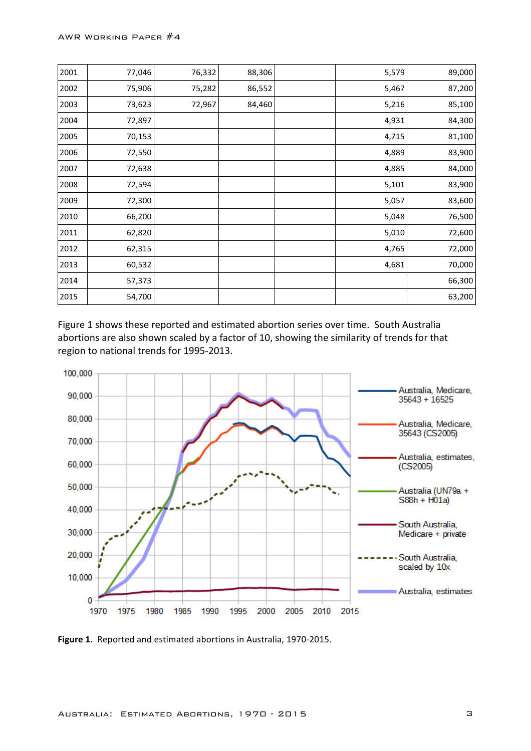| | | | | | | |
|---|---|---|---|---|---|---|
| 2001 | 77,046 | 76,332 | 88,306 | | 5,579 | 89,000 |
| 2002 | 75,906 | 75,282 | 86,552 | | 5,467 | 87,200 |
| 2003 | 73,623 | 72,967 | 84,460 | | 5,216 | 85,100 |
| 2004 | 72,897 | | | | 4,931 | 84,300 |
| 2005 | 70,153 | | | | 4,715 | 81,100 |
| 2006 | 72,550 | | | | 4,889 | 83,900 |
| 2007 | 72,638 | | | | 4,885 | 84,000 |
| 2008 | 72,594 | | | | 5,101 | 83,900 |
| 2009 | 72,300 | | | | 5,057 | 83,600 |
| 2010 | 66,200 | | | | 5,048 | 76,500 |
| 2011 | 62,820 | | | | 5,010 | 72,600 |
| 2012 | 62,315 | | | | 4,765 | 72,000 |
| 2013 | 60,532 | | | | 4,681 | 70,000 |
| 2014 | 57,373 | | | | | 66,300 |
| 2015 | 54,700 | | | | | 63,200 |

Figure 1 shows these reported and estimated abortion series over time. South Australia abortions are also shown scaled by a factor of 10, showing the similarity of trends for that region to national trends for 1995-2013.

**Figure 1.** Reported and estimated abortions in Australia, 1970-2015.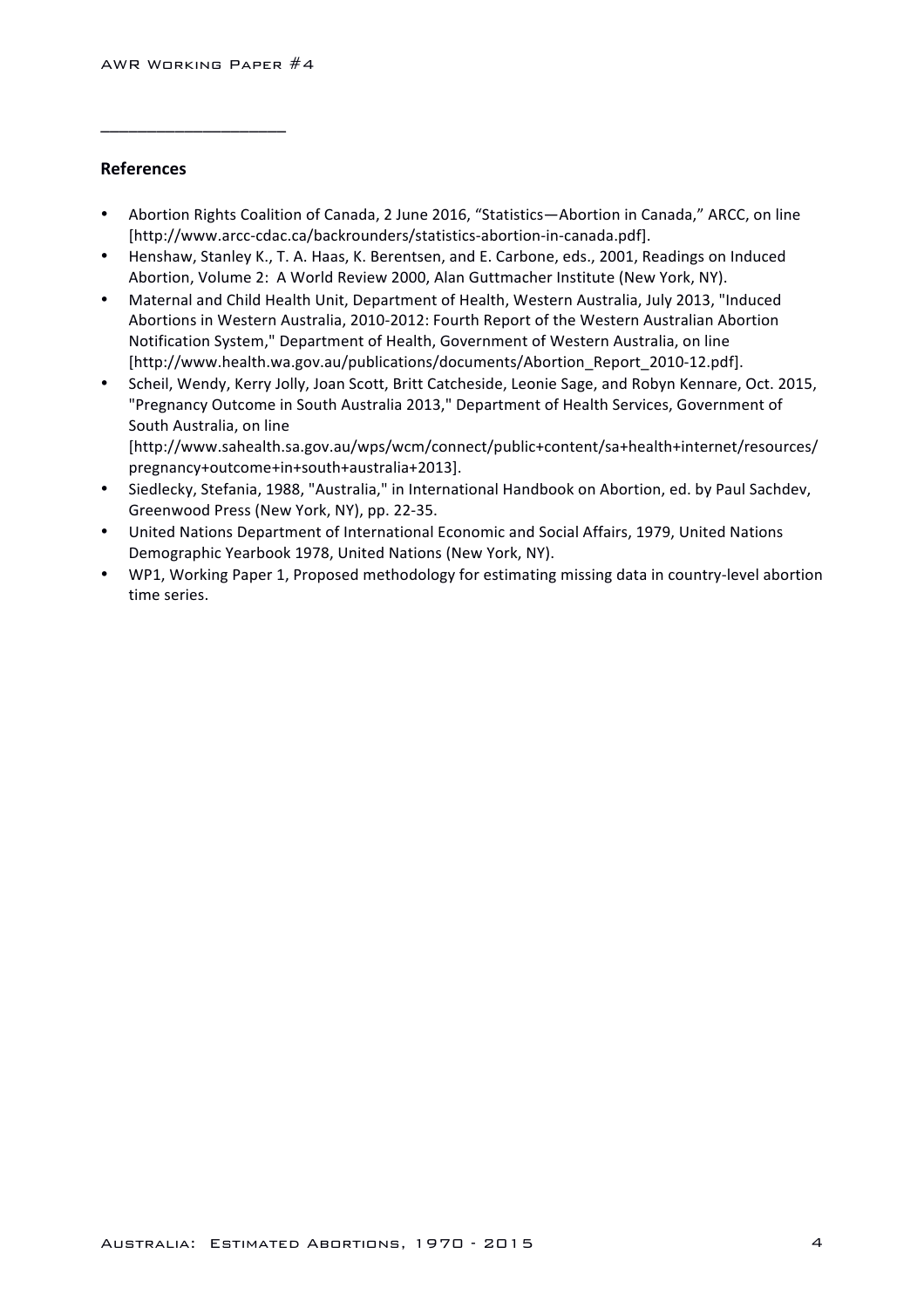---

**References**

- Abortion Rights Coalition of Canada, 2 June 2016, "Statistics—Abortion in Canada," ARCC, on line [http://www.arcc-cdac.ca/backrounders/statistics-abortion-in-canada.pdf].
- Henshaw, Stanley K., T. A. Haas, K. Berentsen, and E. Carbone, eds., 2001, Readings on Induced Abortion, Volume 2: A World Review 2000, Alan Guttmacher Institute (New York, NY).
- Maternal and Child Health Unit, Department of Health, Western Australia, July 2013, "Induced Abortions in Western Australia, 2010-2012: Fourth Report of the Western Australian Abortion Notification System," Department of Health, Government of Western Australia, on line [http://www.health.wa.gov.au/publications/documents/Abortion_Report_2010-12.pdf].
- Scheil, Wendy, Kerry Jolly, Joan Scott, Britt Catcheside, Leonie Sage, and Robyn Kennare, Oct. 2015, "Pregnancy Outcome in South Australia 2013," Department of Health Services, Government of South Australia, on line [http://www.sahealth.sa.gov.au/wps/wcm/connect/public+content/sa+health+internet/resources/pregnancy+outcome+in+south+australia+2013].
- Siedlecky, Stefania, 1988, "Australia," in International Handbook on Abortion, ed. by Paul Sachdev, Greenwood Press (New York, NY), pp. 22-35.
- United Nations Department of International Economic and Social Affairs, 1979, United Nations Demographic Yearbook 1978, United Nations (New York, NY).
- WP1, Working Paper 1, Proposed methodology for estimating missing data in country-level abortion time series.